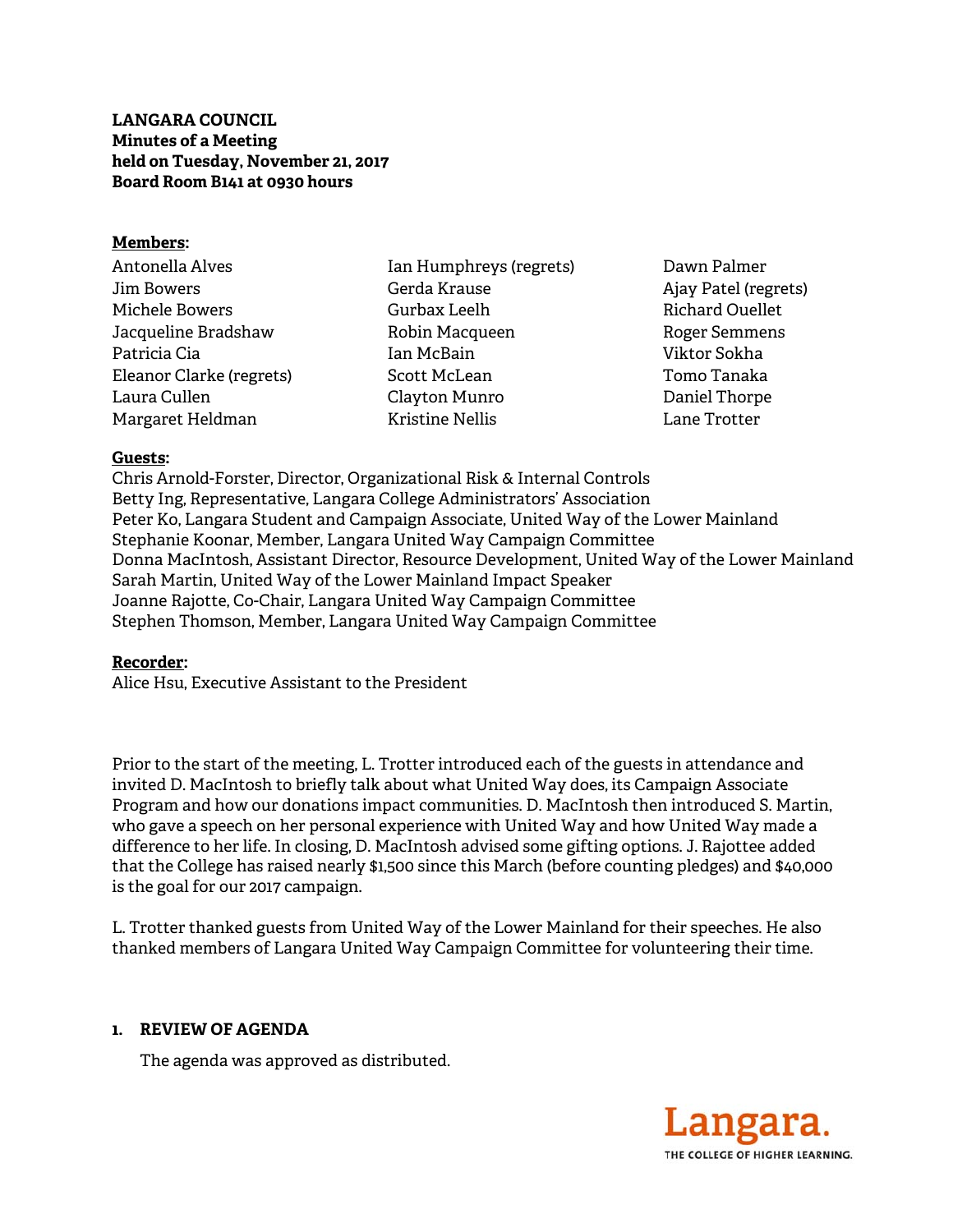**LANGARA COUNCIL**
**Minutes of a Meeting**
**held on Tuesday, November 21, 2017**
**Board Room B141 at 0930 hours**

**Members:**

Antonella Alves
Jim Bowers
Michele Bowers
Jacqueline Bradshaw
Patricia Cia
Eleanor Clarke (regrets)
Laura Cullen
Margaret Heldman
Ian Humphreys (regrets)
Gerda Krause
Gurbax Leelh
Robin Macqueen
Ian McBain
Scott McLean
Clayton Munro
Kristine Nellis
Dawn Palmer
Ajay Patel (regrets)
Richard Ouellet
Roger Semmens
Viktor Sokha
Tomo Tanaka
Daniel Thorpe
Lane Trotter

**Guests:**

Chris Arnold-Forster, Director, Organizational Risk & Internal Controls
Betty Ing, Representative, Langara College Administrators' Association
Peter Ko, Langara Student and Campaign Associate, United Way of the Lower Mainland
Stephanie Koonar, Member, Langara United Way Campaign Committee
Donna MacIntosh, Assistant Director, Resource Development, United Way of the Lower Mainland
Sarah Martin, United Way of the Lower Mainland Impact Speaker
Joanne Rajotte, Co-Chair, Langara United Way Campaign Committee
Stephen Thomson, Member, Langara United Way Campaign Committee

**Recorder:**

Alice Hsu, Executive Assistant to the President

Prior to the start of the meeting, L. Trotter introduced each of the guests in attendance and invited D. MacIntosh to briefly talk about what United Way does, its Campaign Associate Program and how our donations impact communities. D. MacIntosh then introduced S. Martin, who gave a speech on her personal experience with United Way and how United Way made a difference to her life. In closing, D. MacIntosh advised some gifting options. J. Rajottee added that the College has raised nearly $1,500 since this March (before counting pledges) and $40,000 is the goal for our 2017 campaign.

L. Trotter thanked guests from United Way of the Lower Mainland for their speeches. He also thanked members of Langara United Way Campaign Committee for volunteering their time.

## 1. REVIEW OF AGENDA

The agenda was approved as distributed.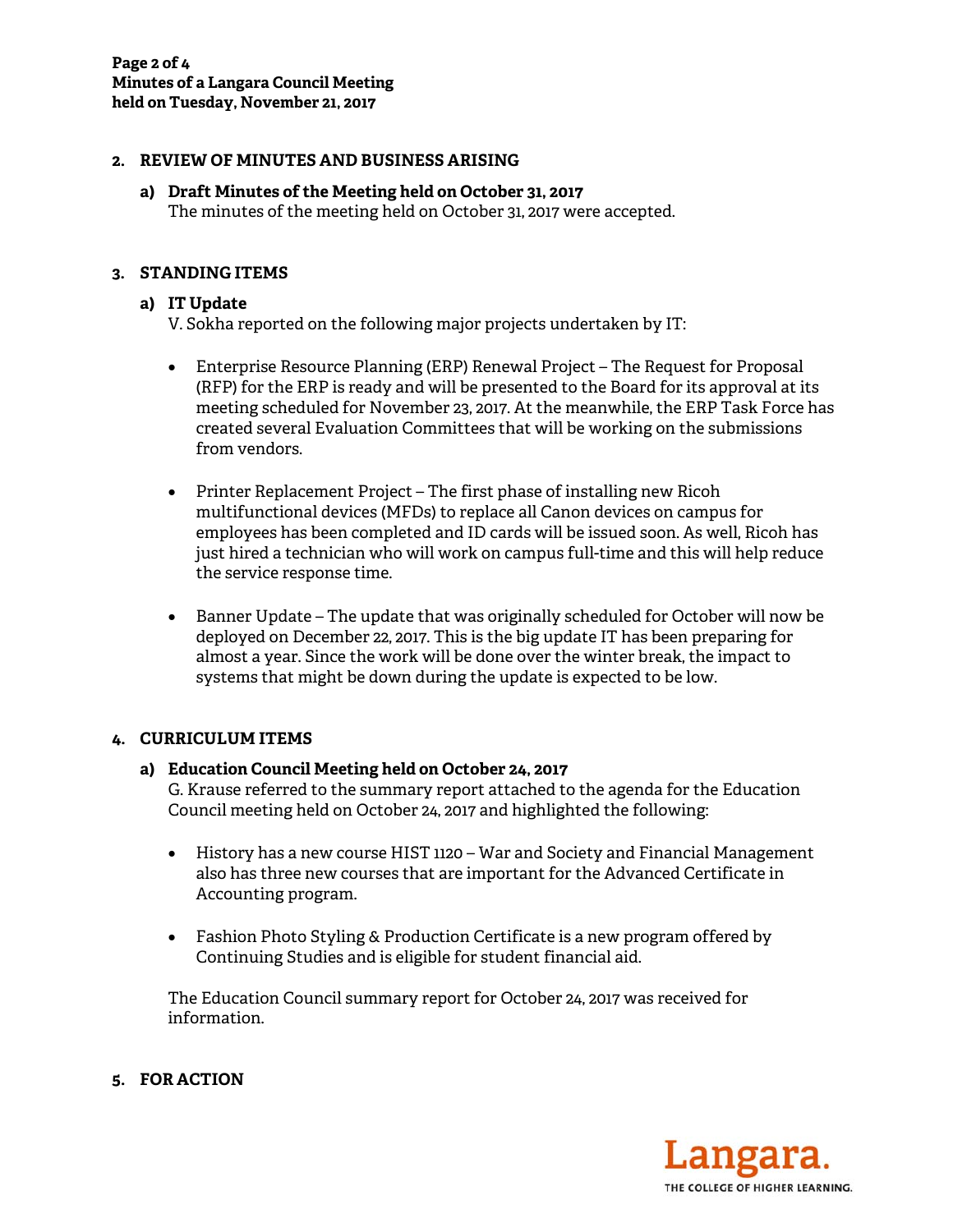## 2. REVIEW OF MINUTES AND BUSINESS ARISING

### a) Draft Minutes of the Meeting held on October 31, 2017

The minutes of the meeting held on October 31, 2017 were accepted.

## 3. STANDING ITEMS

### a) IT Update

V. Sokha reported on the following major projects undertaken by IT:

- Enterprise Resource Planning (ERP) Renewal Project – The Request for Proposal (RFP) for the ERP is ready and will be presented to the Board for its approval at its meeting scheduled for November 23, 2017. At the meanwhile, the ERP Task Force has created several Evaluation Committees that will be working on the submissions from vendors.

- Printer Replacement Project – The first phase of installing new Ricoh multifunctional devices (MFDs) to replace all Canon devices on campus for employees has been completed and ID cards will be issued soon. As well, Ricoh has just hired a technician who will work on campus full-time and this will help reduce the service response time.

- Banner Update – The update that was originally scheduled for October will now be deployed on December 22, 2017. This is the big update IT has been preparing for almost a year. Since the work will be done over the winter break, the impact to systems that might be down during the update is expected to be low.

## 4. CURRICULUM ITEMS

### a) Education Council Meeting held on October 24, 2017

G. Krause referred to the summary report attached to the agenda for the Education Council meeting held on October 24, 2017 and highlighted the following:

- History has a new course HIST 1120 – War and Society and Financial Management also has three new courses that are important for the Advanced Certificate in Accounting program.

- Fashion Photo Styling & Production Certificate is a new program offered by Continuing Studies and is eligible for student financial aid.

The Education Council summary report for October 24, 2017 was received for information.

## 5. FOR ACTION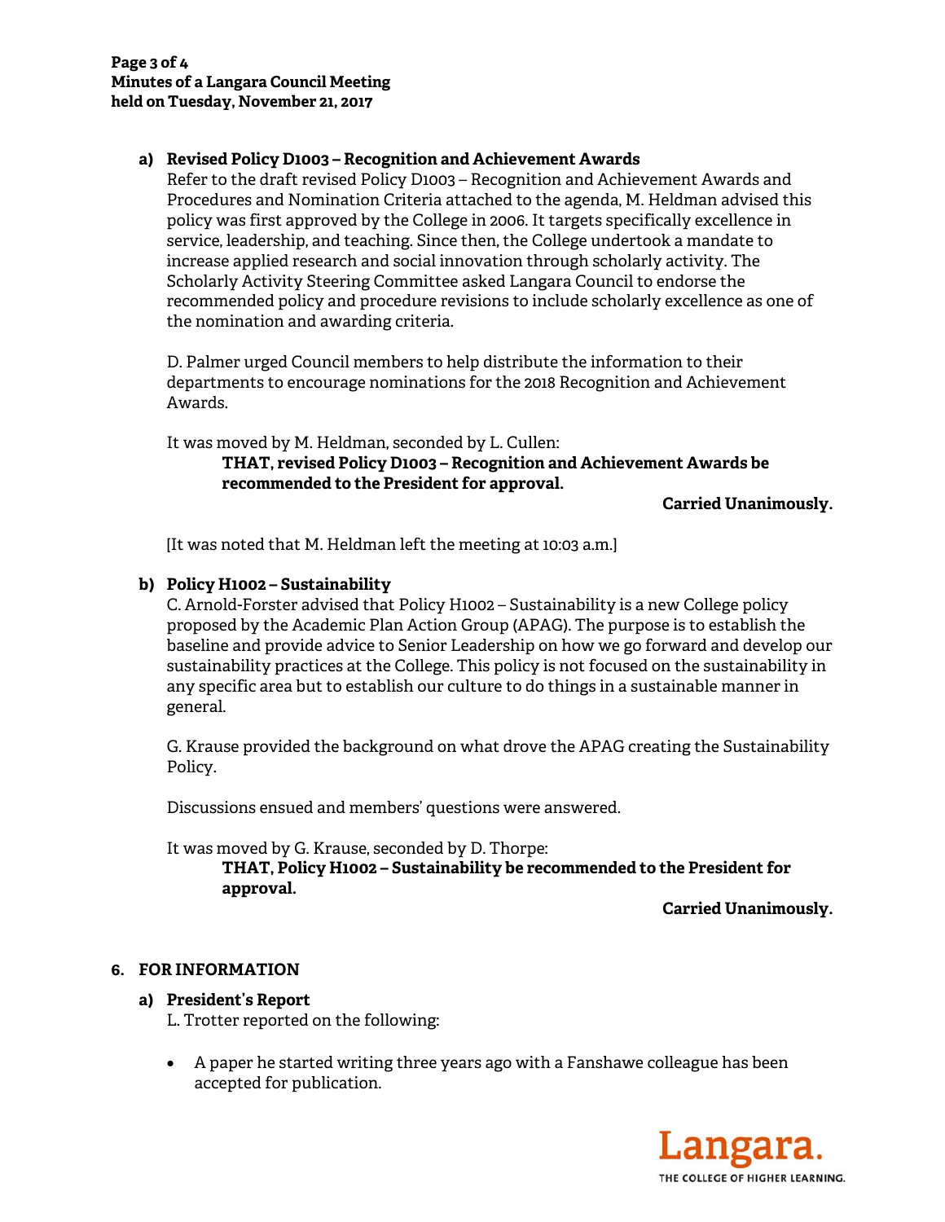**a) Revised Policy D1003 – Recognition and Achievement Awards**

Refer to the draft revised Policy D1003 – Recognition and Achievement Awards and Procedures and Nomination Criteria attached to the agenda, M. Heldman advised this policy was first approved by the College in 2006. It targets specifically excellence in service, leadership, and teaching. Since then, the College undertook a mandate to increase applied research and social innovation through scholarly activity. The Scholarly Activity Steering Committee asked Langara Council to endorse the recommended policy and procedure revisions to include scholarly excellence as one of the nomination and awarding criteria.

D. Palmer urged Council members to help distribute the information to their departments to encourage nominations for the 2018 Recognition and Achievement Awards.

It was moved by M. Heldman, seconded by L. Cullen:

**THAT, revised Policy D1003 – Recognition and Achievement Awards be recommended to the President for approval.**

**Carried Unanimously.**

[It was noted that M. Heldman left the meeting at 10:03 a.m.]

**b) Policy H1002 – Sustainability**

C. Arnold-Forster advised that Policy H1002 – Sustainability is a new College policy proposed by the Academic Plan Action Group (APAG). The purpose is to establish the baseline and provide advice to Senior Leadership on how we go forward and develop our sustainability practices at the College. This policy is not focused on the sustainability in any specific area but to establish our culture to do things in a sustainable manner in general.

G. Krause provided the background on what drove the APAG creating the Sustainability Policy.

Discussions ensued and members' questions were answered.

It was moved by G. Krause, seconded by D. Thorpe:

**THAT, Policy H1002 – Sustainability be recommended to the President for approval.**

**Carried Unanimously.**

## 6. FOR INFORMATION

**a) President's Report**

L. Trotter reported on the following:

- A paper he started writing three years ago with a Fanshawe colleague has been accepted for publication.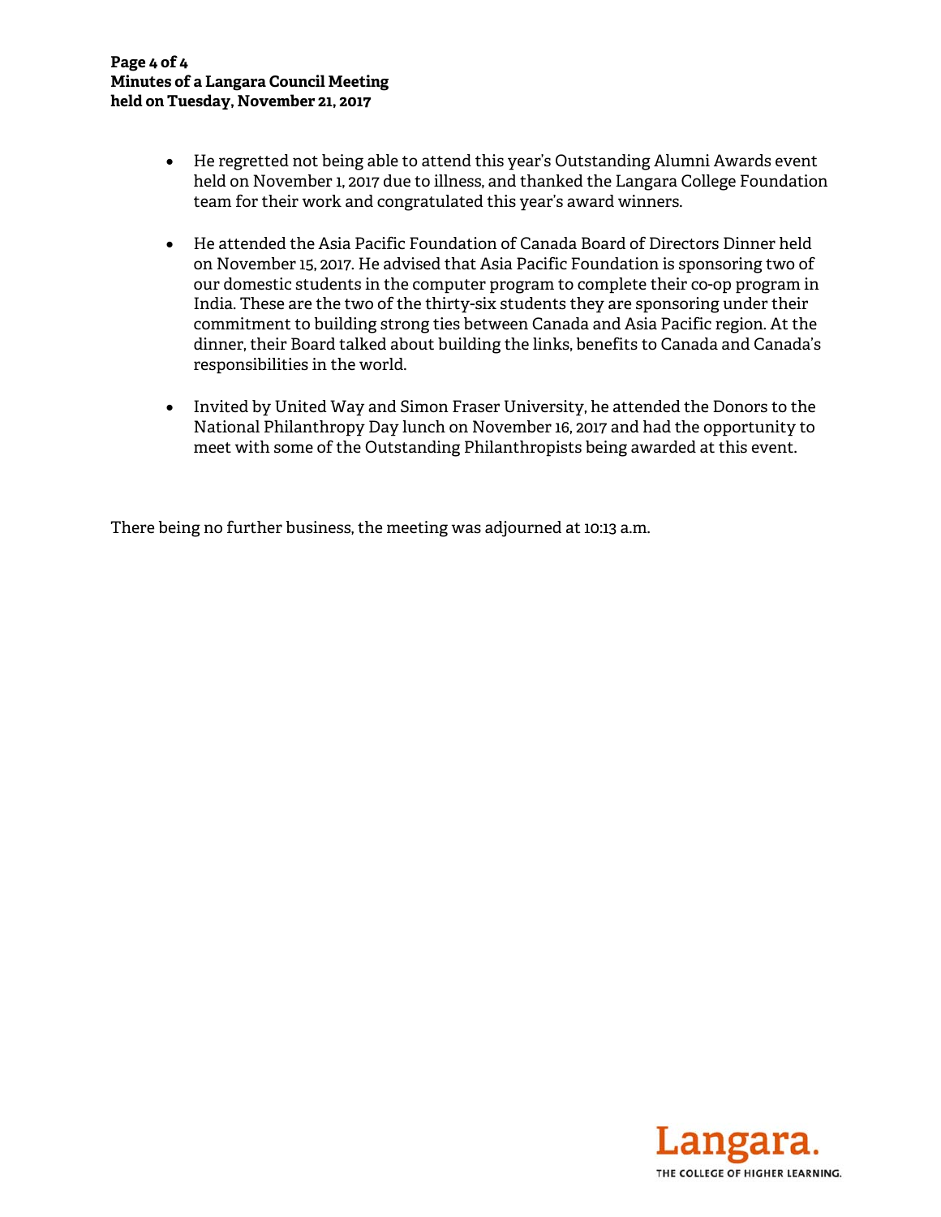- He regretted not being able to attend this year's Outstanding Alumni Awards event held on November 1, 2017 due to illness, and thanked the Langara College Foundation team for their work and congratulated this year's award winners.

- He attended the Asia Pacific Foundation of Canada Board of Directors Dinner held on November 15, 2017. He advised that Asia Pacific Foundation is sponsoring two of our domestic students in the computer program to complete their co-op program in India. These are the two of the thirty-six students they are sponsoring under their commitment to building strong ties between Canada and Asia Pacific region. At the dinner, their Board talked about building the links, benefits to Canada and Canada's responsibilities in the world.

- Invited by United Way and Simon Fraser University, he attended the Donors to the National Philanthropy Day lunch on November 16, 2017 and had the opportunity to meet with some of the Outstanding Philanthropists being awarded at this event.

There being no further business, the meeting was adjourned at 10:13 a.m.